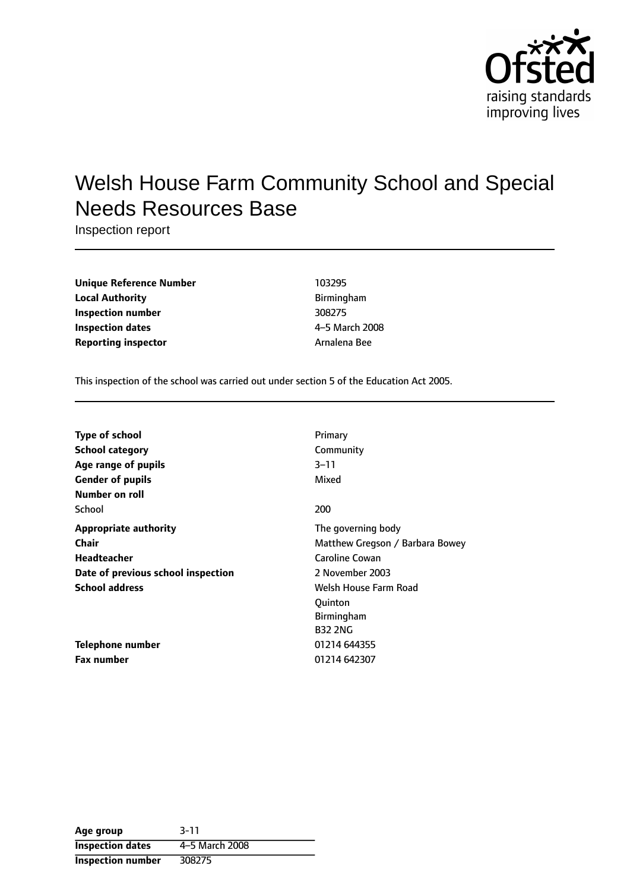# Welsh House Farm Community School and Special Needs Resources Base

Inspection report

| | |
|---|---|
| **Unique Reference Number** | 103295 |
| **Local Authority** | Birmingham |
| **Inspection number** | 308275 |
| **Inspection dates** | 4–5 March 2008 |
| **Reporting inspector** | Arnalena Bee |

This inspection of the school was carried out under section 5 of the Education Act 2005.

| | |
|---|---|
| **Type of school** | Primary |
| **School category** | Community |
| **Age range of pupils** | 3–11 |
| **Gender of pupils** | Mixed |
| **Number on roll** | |
| School | 200 |
| **Appropriate authority** | The governing body |
| **Chair** | Matthew Gregson / Barbara Bowey |
| **Headteacher** | Caroline Cowan |
| **Date of previous school inspection** | 2 November 2003 |
| **School address** | Welsh House Farm Road<br>Quinton<br>Birmingham<br>B32 2NG |
| **Telephone number** | 01214 644355 |
| **Fax number** | 01214 642307 |

| | |
|---|---|
| **Age group** | 3-11 |
| **Inspection dates** | 4–5 March 2008 |
| **Inspection number** | 308275 |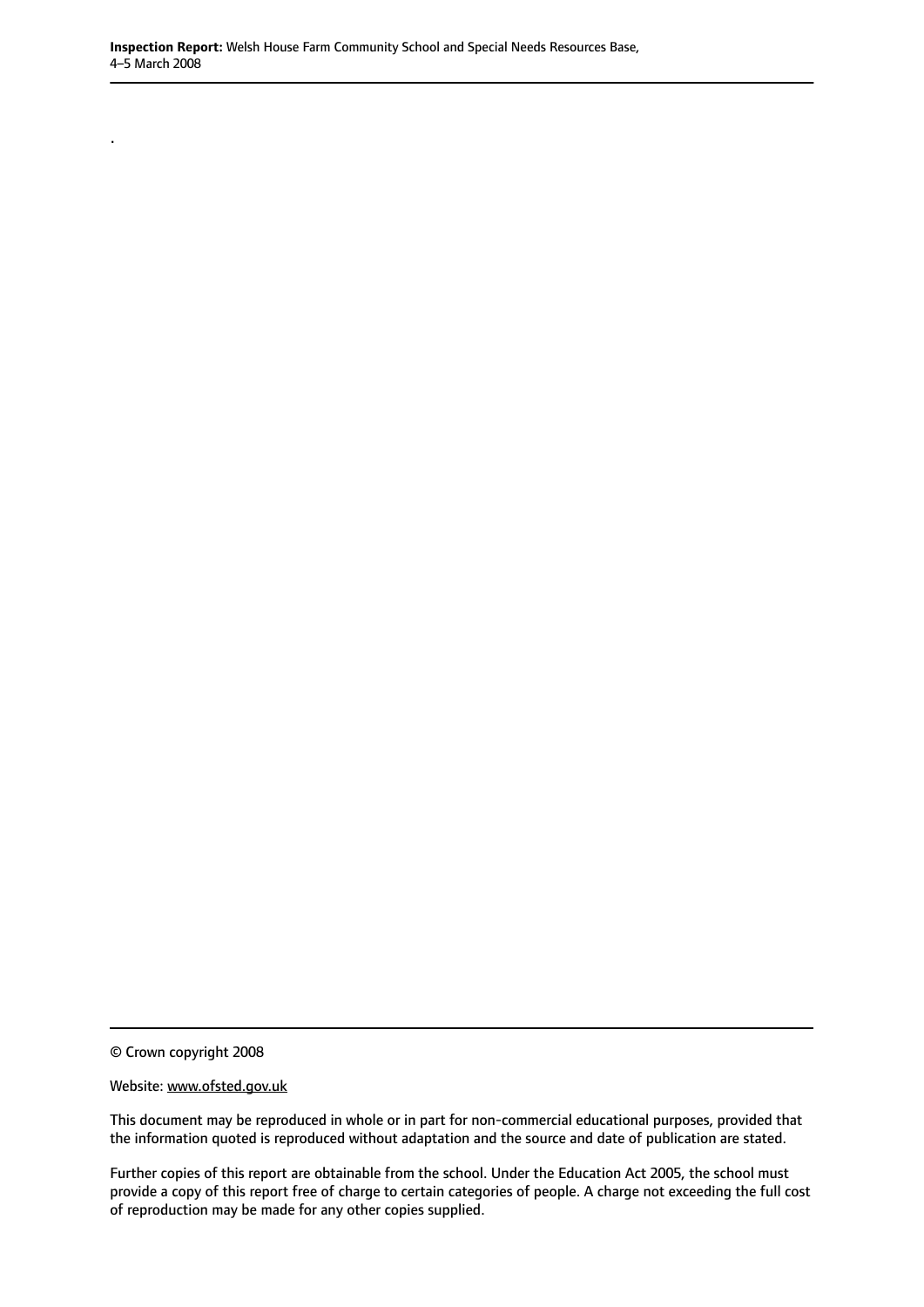.

© Crown copyright 2008

Website: www.ofsted.gov.uk

This document may be reproduced in whole or in part for non-commercial educational purposes, provided that the information quoted is reproduced without adaptation and the source and date of publication are stated.

Further copies of this report are obtainable from the school. Under the Education Act 2005, the school must provide a copy of this report free of charge to certain categories of people. A charge not exceeding the full cost of reproduction may be made for any other copies supplied.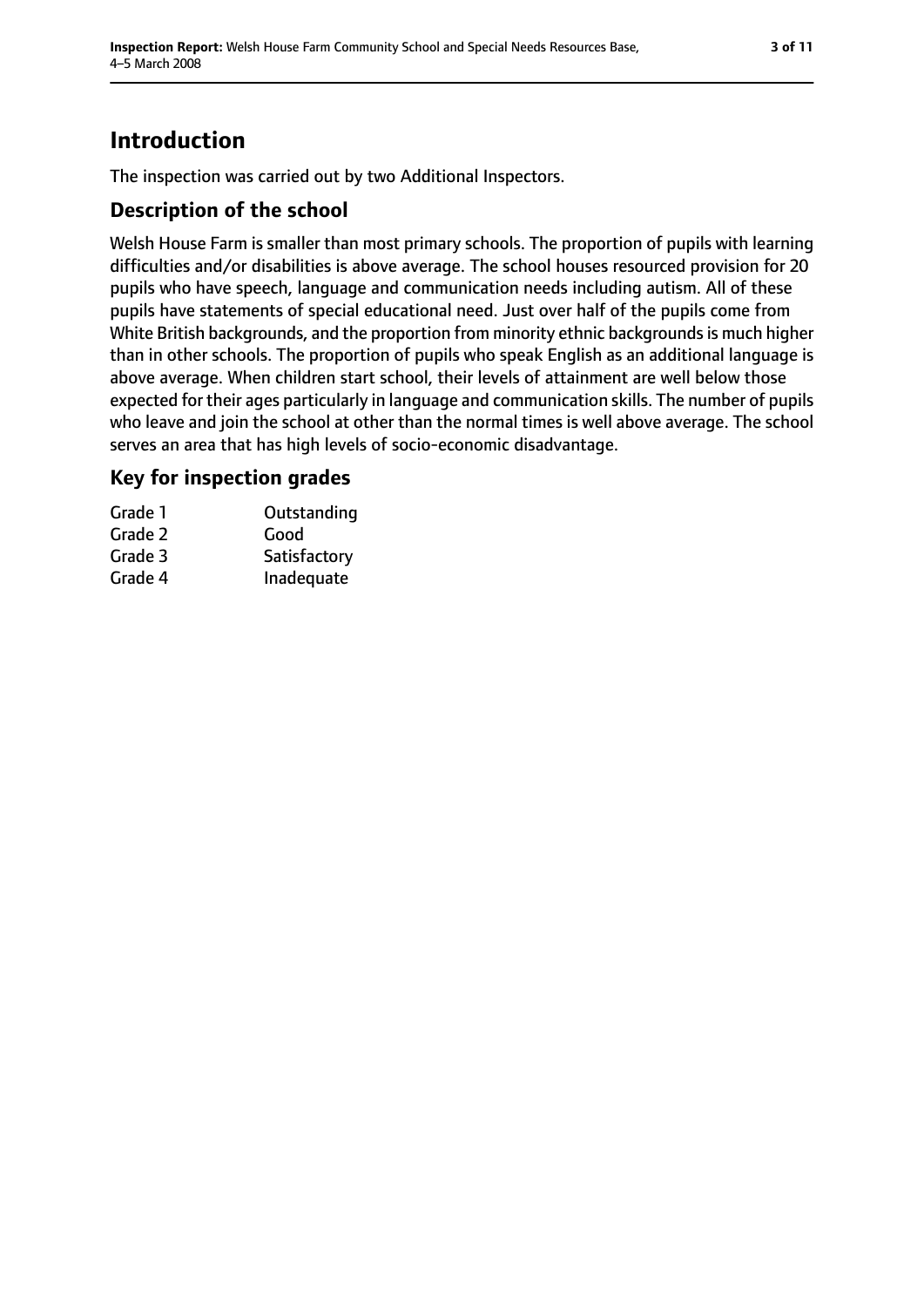# Introduction

The inspection was carried out by two Additional Inspectors.

## Description of the school

Welsh House Farm is smaller than most primary schools. The proportion of pupils with learning difficulties and/or disabilities is above average. The school houses resourced provision for 20 pupils who have speech, language and communication needs including autism. All of these pupils have statements of special educational need. Just over half of the pupils come from White British backgrounds, and the proportion from minority ethnic backgrounds is much higher than in other schools. The proportion of pupils who speak English as an additional language is above average. When children start school, their levels of attainment are well below those expected for their ages particularly in language and communication skills. The number of pupils who leave and join the school at other than the normal times is well above average. The school serves an area that has high levels of socio-economic disadvantage.

## Key for inspection grades

| | |
|---|---|
| Grade 1 | Outstanding |
| Grade 2 | Good |
| Grade 3 | Satisfactory |
| Grade 4 | Inadequate |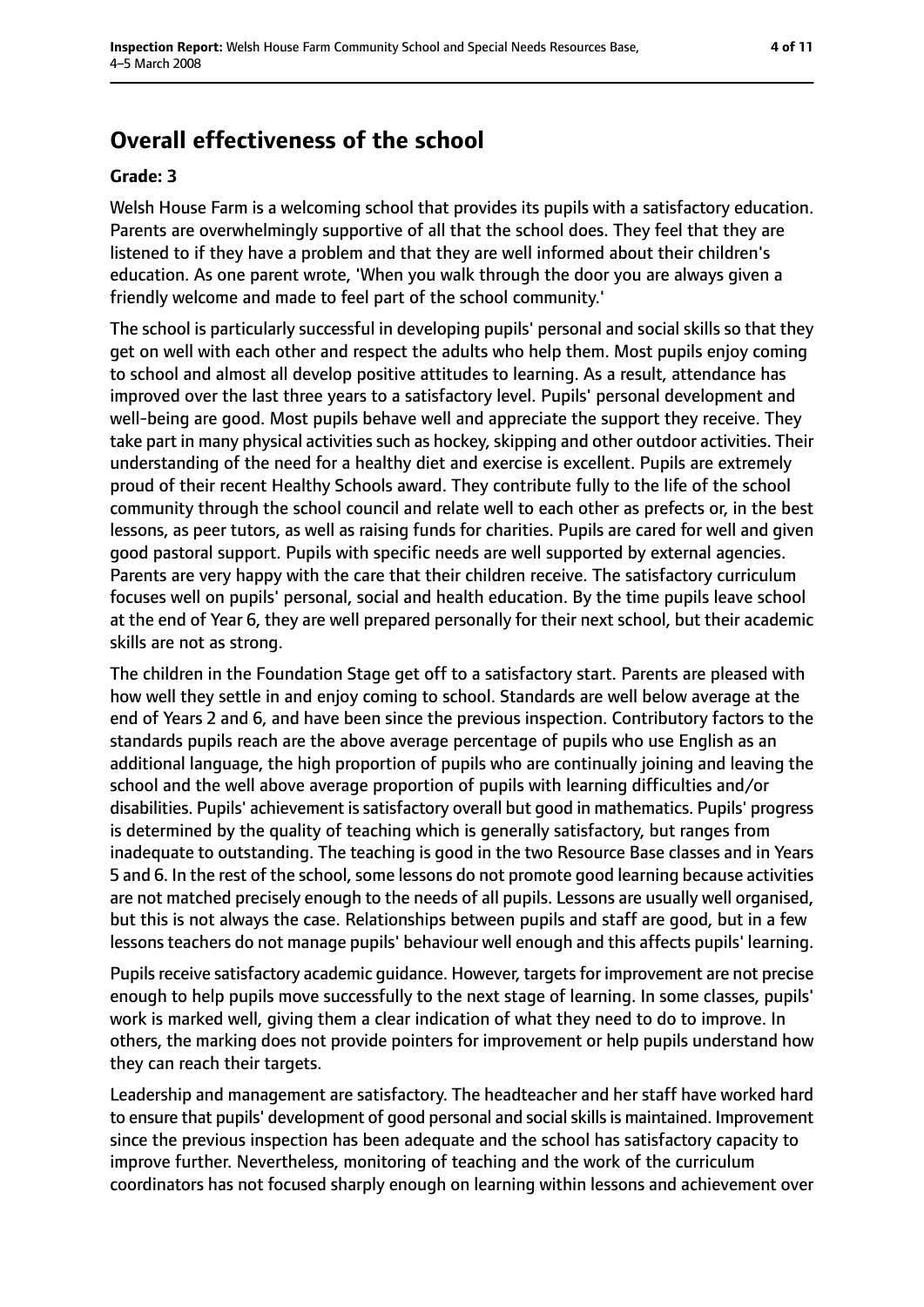## Overall effectiveness of the school

### Grade: 3

Welsh House Farm is a welcoming school that provides its pupils with a satisfactory education. Parents are overwhelmingly supportive of all that the school does. They feel that they are listened to if they have a problem and that they are well informed about their children's education. As one parent wrote, 'When you walk through the door you are always given a friendly welcome and made to feel part of the school community.'

The school is particularly successful in developing pupils' personal and social skills so that they get on well with each other and respect the adults who help them. Most pupils enjoy coming to school and almost all develop positive attitudes to learning. As a result, attendance has improved over the last three years to a satisfactory level. Pupils' personal development and well-being are good. Most pupils behave well and appreciate the support they receive. They take part in many physical activities such as hockey, skipping and other outdoor activities. Their understanding of the need for a healthy diet and exercise is excellent. Pupils are extremely proud of their recent Healthy Schools award. They contribute fully to the life of the school community through the school council and relate well to each other as prefects or, in the best lessons, as peer tutors, as well as raising funds for charities. Pupils are cared for well and given good pastoral support. Pupils with specific needs are well supported by external agencies. Parents are very happy with the care that their children receive. The satisfactory curriculum focuses well on pupils' personal, social and health education. By the time pupils leave school at the end of Year 6, they are well prepared personally for their next school, but their academic skills are not as strong.

The children in the Foundation Stage get off to a satisfactory start. Parents are pleased with how well they settle in and enjoy coming to school. Standards are well below average at the end of Years 2 and 6, and have been since the previous inspection. Contributory factors to the standards pupils reach are the above average percentage of pupils who use English as an additional language, the high proportion of pupils who are continually joining and leaving the school and the well above average proportion of pupils with learning difficulties and/or disabilities. Pupils' achievement is satisfactory overall but good in mathematics. Pupils' progress is determined by the quality of teaching which is generally satisfactory, but ranges from inadequate to outstanding. The teaching is good in the two Resource Base classes and in Years 5 and 6. In the rest of the school, some lessons do not promote good learning because activities are not matched precisely enough to the needs of all pupils. Lessons are usually well organised, but this is not always the case. Relationships between pupils and staff are good, but in a few lessons teachers do not manage pupils' behaviour well enough and this affects pupils' learning.

Pupils receive satisfactory academic guidance. However, targets for improvement are not precise enough to help pupils move successfully to the next stage of learning. In some classes, pupils' work is marked well, giving them a clear indication of what they need to do to improve. In others, the marking does not provide pointers for improvement or help pupils understand how they can reach their targets.

Leadership and management are satisfactory. The headteacher and her staff have worked hard to ensure that pupils' development of good personal and social skills is maintained. Improvement since the previous inspection has been adequate and the school has satisfactory capacity to improve further. Nevertheless, monitoring of teaching and the work of the curriculum coordinators has not focused sharply enough on learning within lessons and achievement over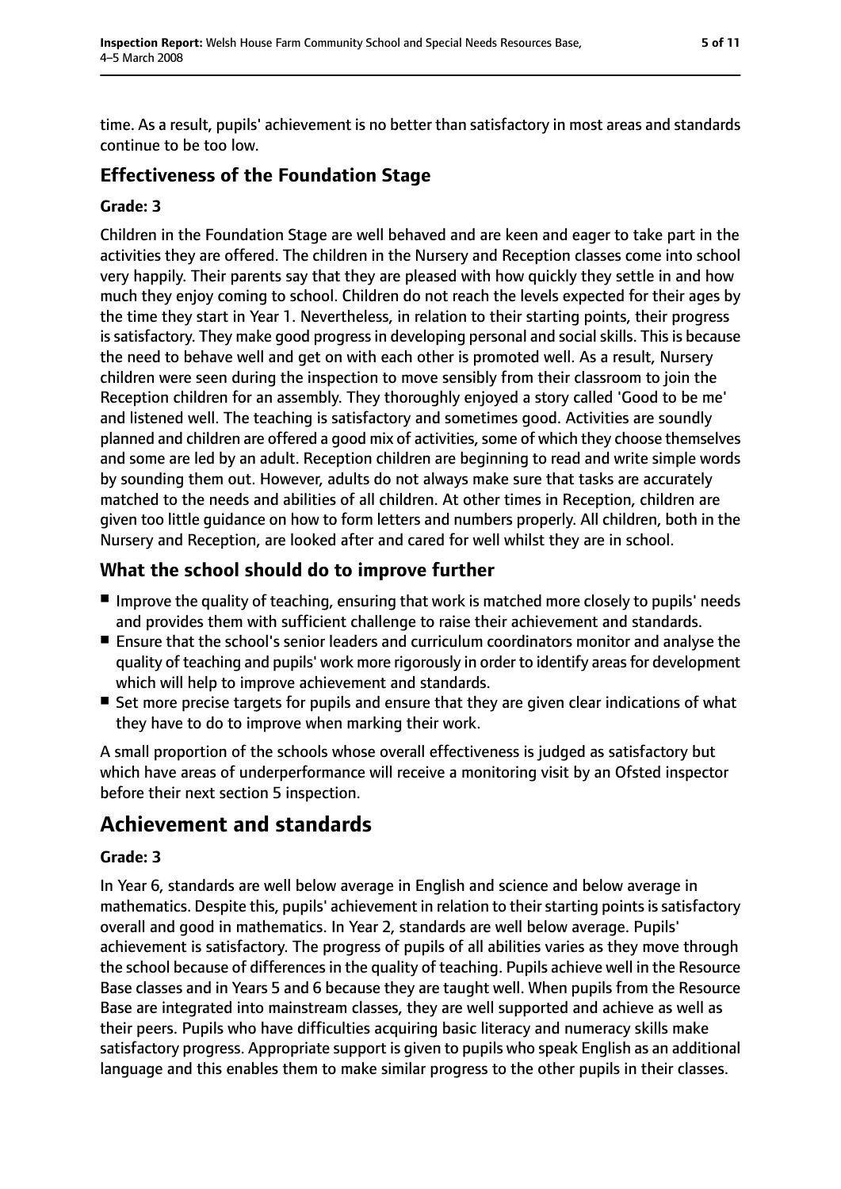time. As a result, pupils' achievement is no better than satisfactory in most areas and standards continue to be too low.

### Effectiveness of the Foundation Stage

#### Grade: 3

Children in the Foundation Stage are well behaved and are keen and eager to take part in the activities they are offered. The children in the Nursery and Reception classes come into school very happily. Their parents say that they are pleased with how quickly they settle in and how much they enjoy coming to school. Children do not reach the levels expected for their ages by the time they start in Year 1. Nevertheless, in relation to their starting points, their progress is satisfactory. They make good progress in developing personal and social skills. This is because the need to behave well and get on with each other is promoted well. As a result, Nursery children were seen during the inspection to move sensibly from their classroom to join the Reception children for an assembly. They thoroughly enjoyed a story called 'Good to be me' and listened well. The teaching is satisfactory and sometimes good. Activities are soundly planned and children are offered a good mix of activities, some of which they choose themselves and some are led by an adult. Reception children are beginning to read and write simple words by sounding them out. However, adults do not always make sure that tasks are accurately matched to the needs and abilities of all children. At other times in Reception, children are given too little guidance on how to form letters and numbers properly. All children, both in the Nursery and Reception, are looked after and cared for well whilst they are in school.

### What the school should do to improve further

- Improve the quality of teaching, ensuring that work is matched more closely to pupils' needs and provides them with sufficient challenge to raise their achievement and standards.
- Ensure that the school's senior leaders and curriculum coordinators monitor and analyse the quality of teaching and pupils' work more rigorously in order to identify areas for development which will help to improve achievement and standards.
- Set more precise targets for pupils and ensure that they are given clear indications of what they have to do to improve when marking their work.

A small proportion of the schools whose overall effectiveness is judged as satisfactory but which have areas of underperformance will receive a monitoring visit by an Ofsted inspector before their next section 5 inspection.

## Achievement and standards

#### Grade: 3

In Year 6, standards are well below average in English and science and below average in mathematics. Despite this, pupils' achievement in relation to their starting points is satisfactory overall and good in mathematics. In Year 2, standards are well below average. Pupils' achievement is satisfactory. The progress of pupils of all abilities varies as they move through the school because of differences in the quality of teaching. Pupils achieve well in the Resource Base classes and in Years 5 and 6 because they are taught well. When pupils from the Resource Base are integrated into mainstream classes, they are well supported and achieve as well as their peers. Pupils who have difficulties acquiring basic literacy and numeracy skills make satisfactory progress. Appropriate support is given to pupils who speak English as an additional language and this enables them to make similar progress to the other pupils in their classes.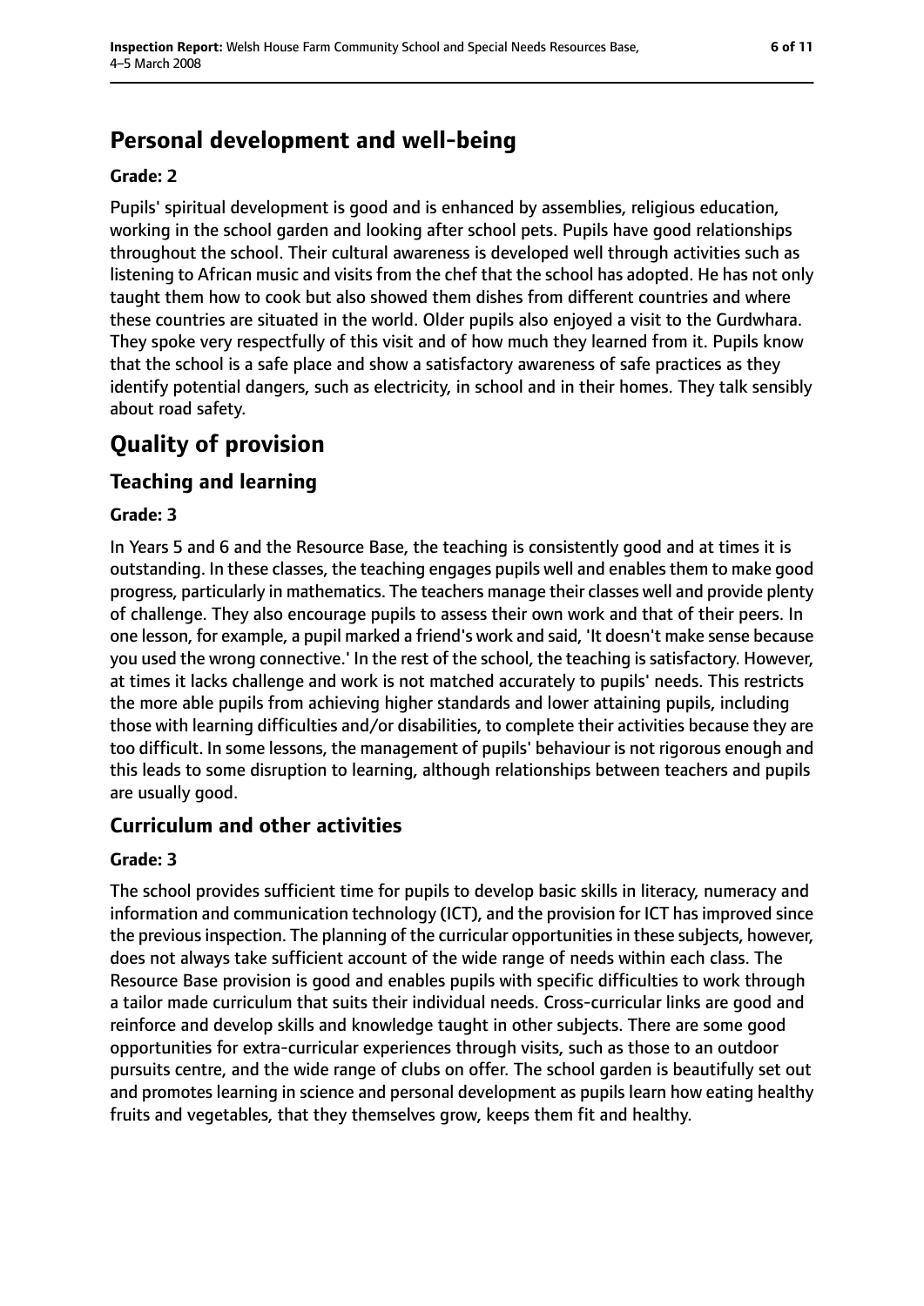## Personal development and well-being

**Grade: 2**

Pupils' spiritual development is good and is enhanced by assemblies, religious education, working in the school garden and looking after school pets. Pupils have good relationships throughout the school. Their cultural awareness is developed well through activities such as listening to African music and visits from the chef that the school has adopted. He has not only taught them how to cook but also showed them dishes from different countries and where these countries are situated in the world. Older pupils also enjoyed a visit to the Gurdwhara. They spoke very respectfully of this visit and of how much they learned from it. Pupils know that the school is a safe place and show a satisfactory awareness of safe practices as they identify potential dangers, such as electricity, in school and in their homes. They talk sensibly about road safety.

# Quality of provision

## Teaching and learning

**Grade: 3**

In Years 5 and 6 and the Resource Base, the teaching is consistently good and at times it is outstanding. In these classes, the teaching engages pupils well and enables them to make good progress, particularly in mathematics. The teachers manage their classes well and provide plenty of challenge. They also encourage pupils to assess their own work and that of their peers. In one lesson, for example, a pupil marked a friend's work and said, 'It doesn't make sense because you used the wrong connective.' In the rest of the school, the teaching is satisfactory. However, at times it lacks challenge and work is not matched accurately to pupils' needs. This restricts the more able pupils from achieving higher standards and lower attaining pupils, including those with learning difficulties and/or disabilities, to complete their activities because they are too difficult. In some lessons, the management of pupils' behaviour is not rigorous enough and this leads to some disruption to learning, although relationships between teachers and pupils are usually good.

## Curriculum and other activities

**Grade: 3**

The school provides sufficient time for pupils to develop basic skills in literacy, numeracy and information and communication technology (ICT), and the provision for ICT has improved since the previous inspection. The planning of the curricular opportunities in these subjects, however, does not always take sufficient account of the wide range of needs within each class. The Resource Base provision is good and enables pupils with specific difficulties to work through a tailor made curriculum that suits their individual needs. Cross-curricular links are good and reinforce and develop skills and knowledge taught in other subjects. There are some good opportunities for extra-curricular experiences through visits, such as those to an outdoor pursuits centre, and the wide range of clubs on offer. The school garden is beautifully set out and promotes learning in science and personal development as pupils learn how eating healthy fruits and vegetables, that they themselves grow, keeps them fit and healthy.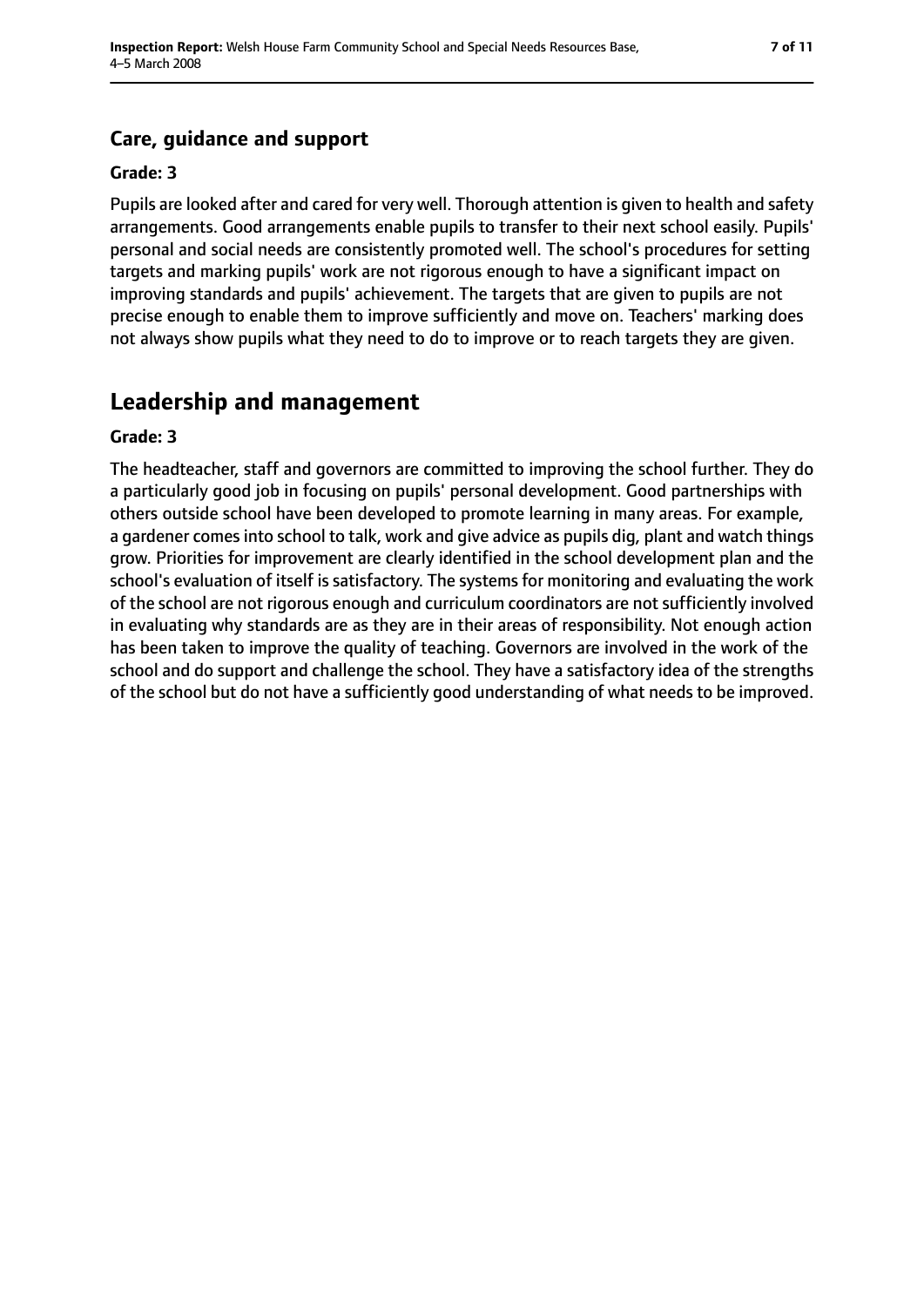### Care, guidance and support

**Grade: 3**

Pupils are looked after and cared for very well. Thorough attention is given to health and safety arrangements. Good arrangements enable pupils to transfer to their next school easily. Pupils' personal and social needs are consistently promoted well. The school's procedures for setting targets and marking pupils' work are not rigorous enough to have a significant impact on improving standards and pupils' achievement. The targets that are given to pupils are not precise enough to enable them to improve sufficiently and move on. Teachers' marking does not always show pupils what they need to do to improve or to reach targets they are given.

## Leadership and management

**Grade: 3**

The headteacher, staff and governors are committed to improving the school further. They do a particularly good job in focusing on pupils' personal development. Good partnerships with others outside school have been developed to promote learning in many areas. For example, a gardener comes into school to talk, work and give advice as pupils dig, plant and watch things grow. Priorities for improvement are clearly identified in the school development plan and the school's evaluation of itself is satisfactory. The systems for monitoring and evaluating the work of the school are not rigorous enough and curriculum coordinators are not sufficiently involved in evaluating why standards are as they are in their areas of responsibility. Not enough action has been taken to improve the quality of teaching. Governors are involved in the work of the school and do support and challenge the school. They have a satisfactory idea of the strengths of the school but do not have a sufficiently good understanding of what needs to be improved.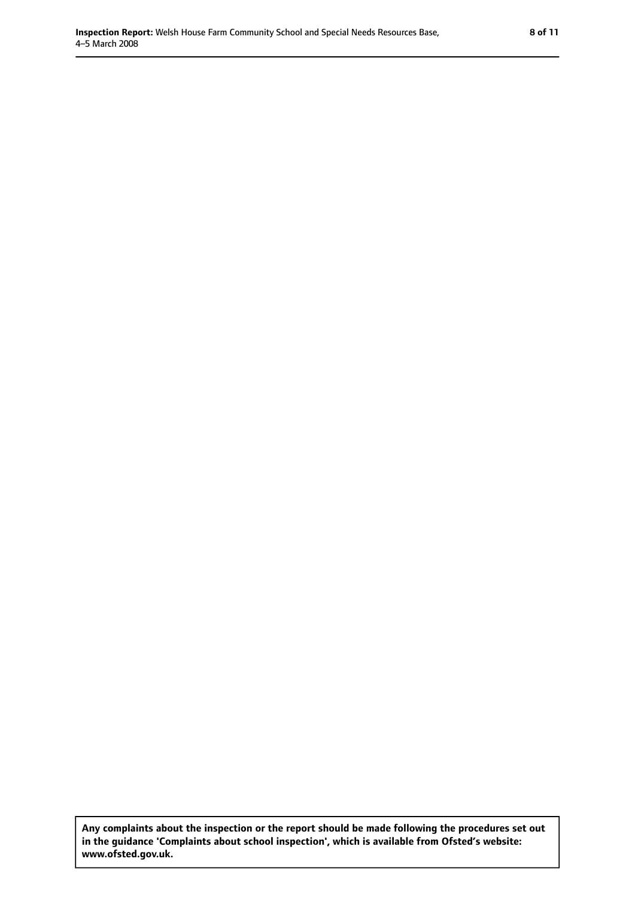**Any complaints about the inspection or the report should be made following the procedures set out in the guidance 'Complaints about school inspection', which is available from Ofsted's website: www.ofsted.gov.uk.**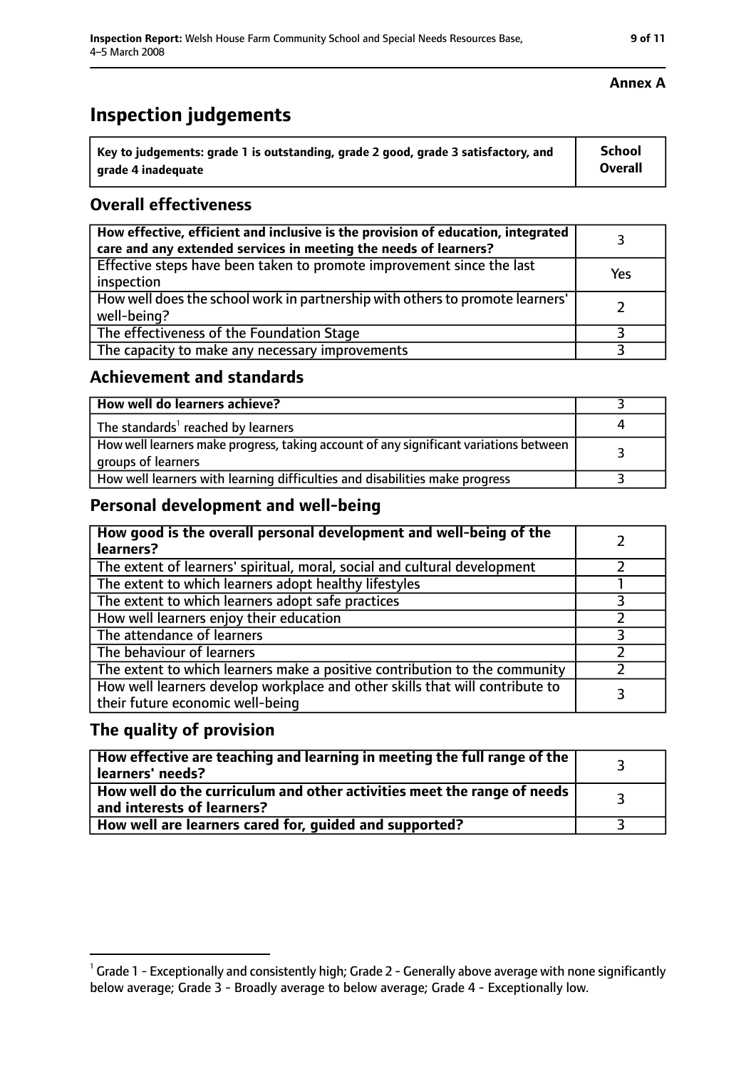**Annex A**

# Inspection judgements

| Key to judgements: grade 1 is outstanding, grade 2 good, grade 3 satisfactory, and grade 4 inadequate | School Overall |
|---|---|

## Overall effectiveness

| | |
|---|---|
| How effective, efficient and inclusive is the provision of education, integrated care and any extended services in meeting the needs of learners? | 3 |
| Effective steps have been taken to promote improvement since the last inspection | Yes |
| How well does the school work in partnership with others to promote learners' well-being? | 2 |
| The effectiveness of the Foundation Stage | 3 |
| The capacity to make any necessary improvements | 3 |

## Achievement and standards

| | |
|---|---|
| How well do learners achieve? | 3 |
| The standards[1] reached by learners | 4 |
| How well learners make progress, taking account of any significant variations between groups of learners | 3 |
| How well learners with learning difficulties and disabilities make progress | 3 |

## Personal development and well-being

| | |
|---|---|
| How good is the overall personal development and well-being of the learners? | 2 |
| The extent of learners' spiritual, moral, social and cultural development | 2 |
| The extent to which learners adopt healthy lifestyles | 1 |
| The extent to which learners adopt safe practices | 3 |
| How well learners enjoy their education | 2 |
| The attendance of learners | 3 |
| The behaviour of learners | 2 |
| The extent to which learners make a positive contribution to the community | 2 |
| How well learners develop workplace and other skills that will contribute to their future economic well-being | 3 |

## The quality of provision

| | |
|---|---|
| How effective are teaching and learning in meeting the full range of the learners' needs? | 3 |
| How well do the curriculum and other activities meet the range of needs and interests of learners? | 3 |
| How well are learners cared for, guided and supported? | 3 |

[1] Grade 1 - Exceptionally and consistently high; Grade 2 - Generally above average with none significantly below average; Grade 3 - Broadly average to below average; Grade 4 - Exceptionally low.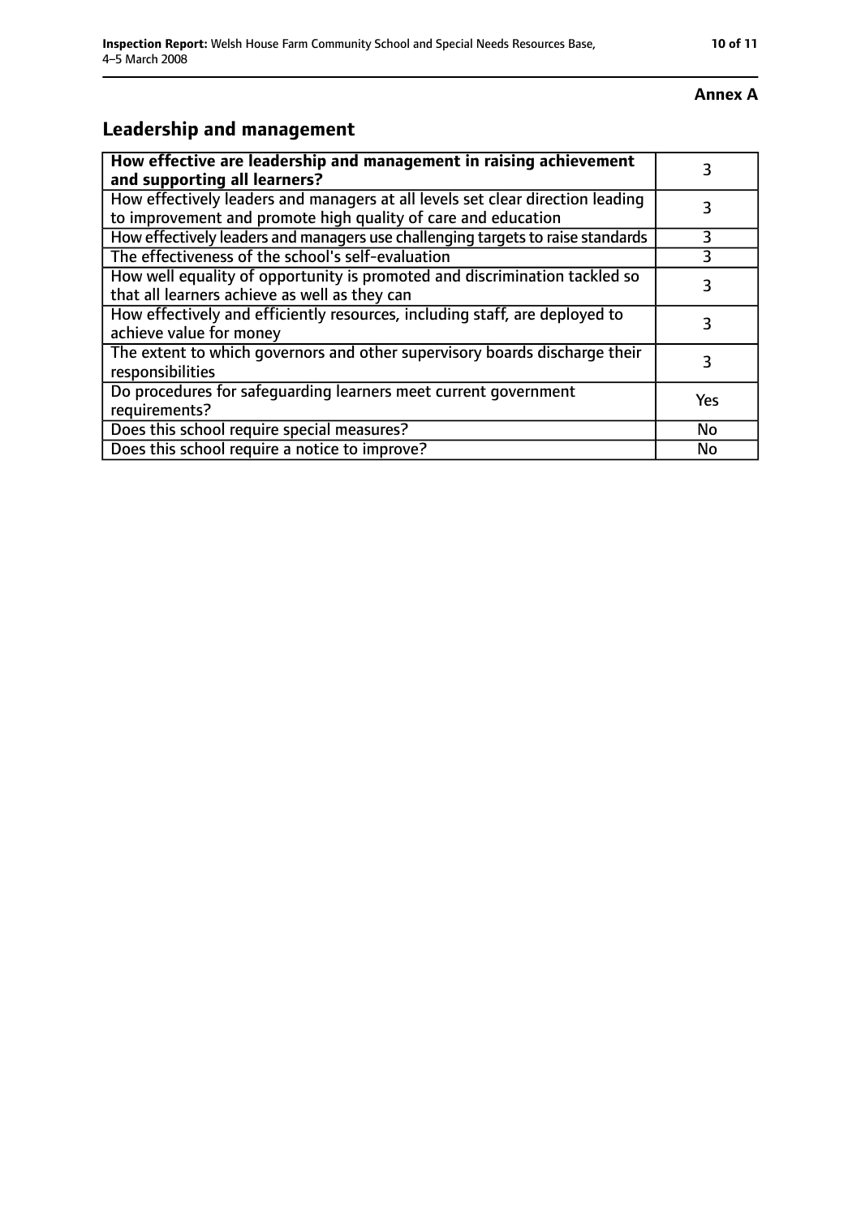**Annex A**

## Leadership and management

| **How effective are leadership and management in raising achievement and supporting all learners?** | 3 |
|---|---|
| How effectively leaders and managers at all levels set clear direction leading to improvement and promote high quality of care and education | 3 |
| How effectively leaders and managers use challenging targets to raise standards | 3 |
| The effectiveness of the school's self-evaluation | 3 |
| How well equality of opportunity is promoted and discrimination tackled so that all learners achieve as well as they can | 3 |
| How effectively and efficiently resources, including staff, are deployed to achieve value for money | 3 |
| The extent to which governors and other supervisory boards discharge their responsibilities | 3 |
| Do procedures for safeguarding learners meet current government requirements? | Yes |
| Does this school require special measures? | No |
| Does this school require a notice to improve? | No |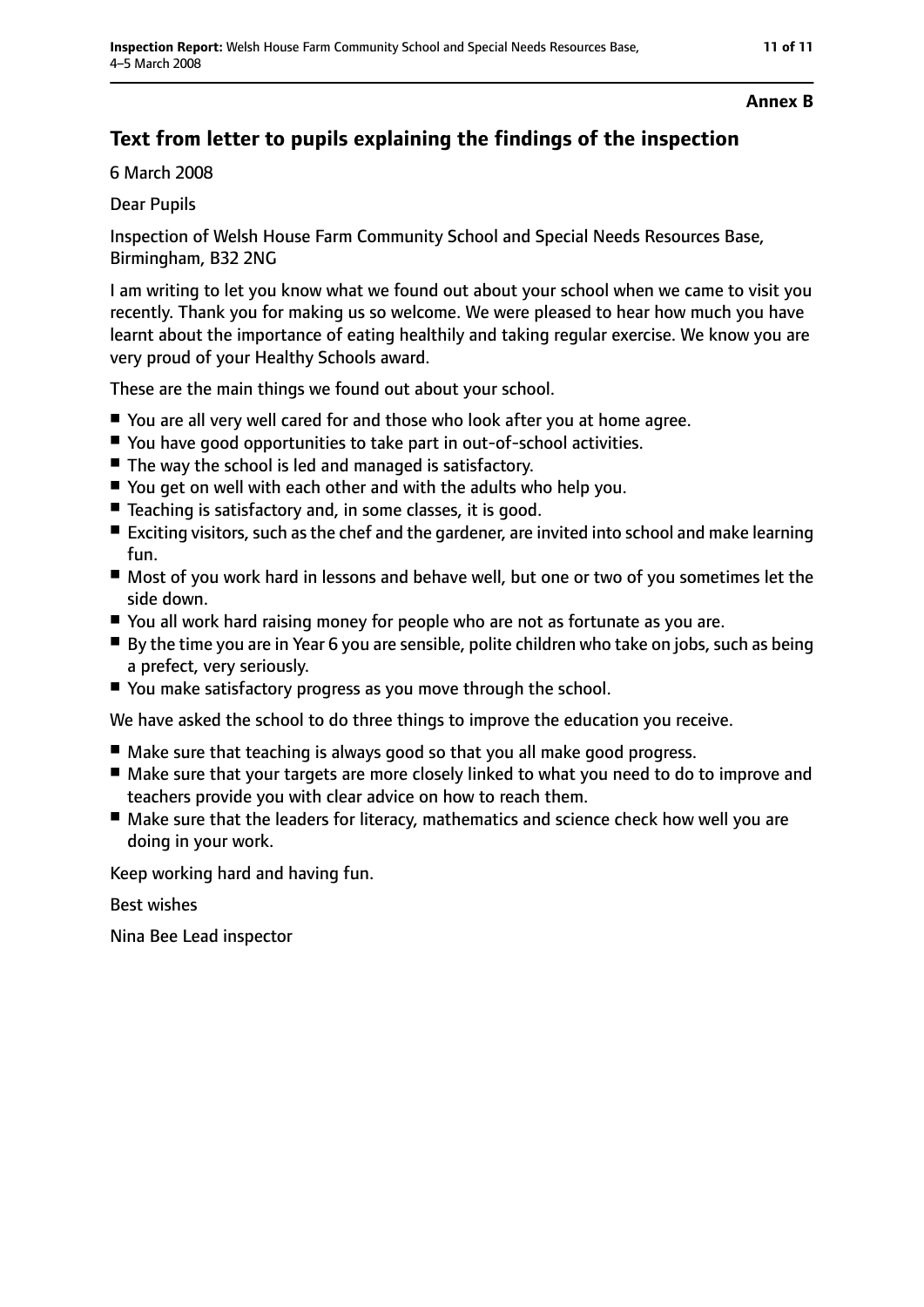**Annex B**

## Text from letter to pupils explaining the findings of the inspection

6 March 2008

Dear Pupils

Inspection of Welsh House Farm Community School and Special Needs Resources Base, Birmingham, B32 2NG

I am writing to let you know what we found out about your school when we came to visit you recently. Thank you for making us so welcome. We were pleased to hear how much you have learnt about the importance of eating healthily and taking regular exercise. We know you are very proud of your Healthy Schools award.

These are the main things we found out about your school.

- You are all very well cared for and those who look after you at home agree.
- You have good opportunities to take part in out-of-school activities.
- The way the school is led and managed is satisfactory.
- You get on well with each other and with the adults who help you.
- Teaching is satisfactory and, in some classes, it is good.
- Exciting visitors, such as the chef and the gardener, are invited into school and make learning fun.
- Most of you work hard in lessons and behave well, but one or two of you sometimes let the side down.
- You all work hard raising money for people who are not as fortunate as you are.
- By the time you are in Year 6 you are sensible, polite children who take on jobs, such as being a prefect, very seriously.
- You make satisfactory progress as you move through the school.

We have asked the school to do three things to improve the education you receive.

- Make sure that teaching is always good so that you all make good progress.
- Make sure that your targets are more closely linked to what you need to do to improve and teachers provide you with clear advice on how to reach them.
- Make sure that the leaders for literacy, mathematics and science check how well you are doing in your work.

Keep working hard and having fun.

Best wishes

Nina Bee Lead inspector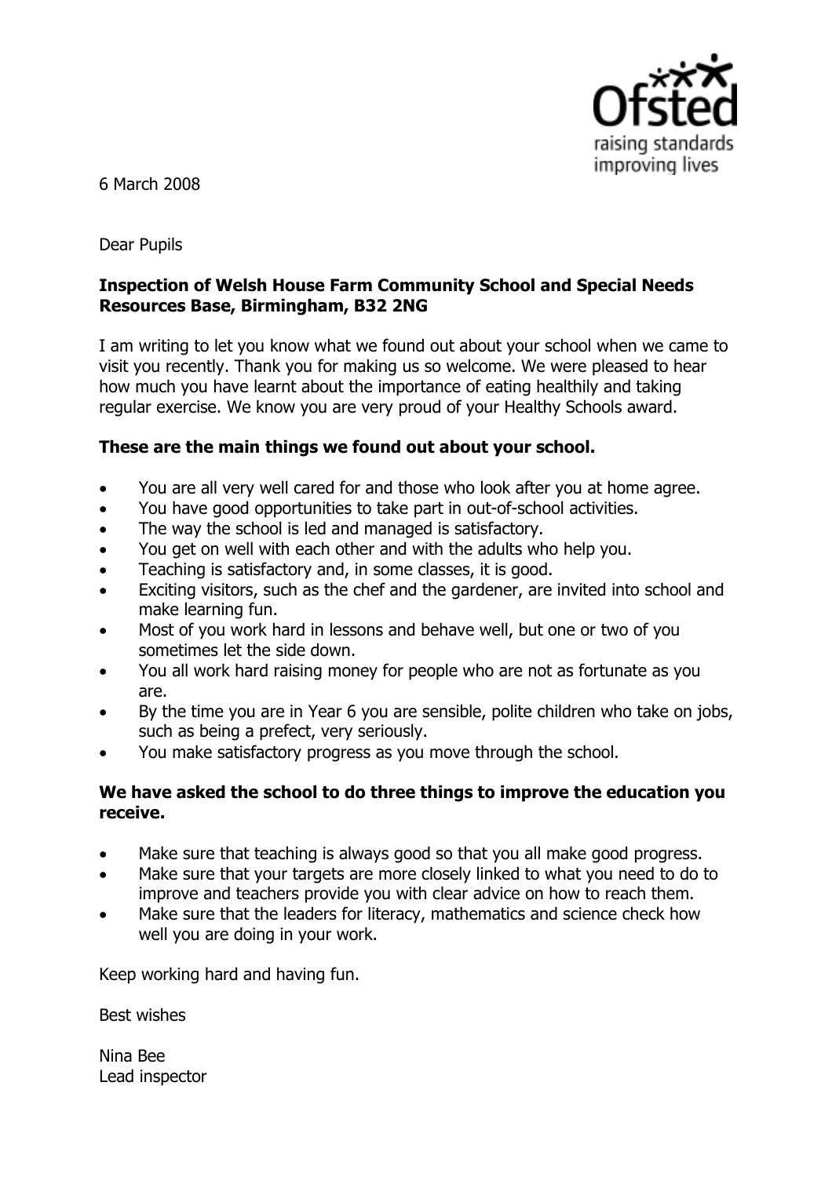6 March 2008

Dear Pupils

**Inspection of Welsh House Farm Community School and Special Needs Resources Base, Birmingham, B32 2NG**

I am writing to let you know what we found out about your school when we came to visit you recently. Thank you for making us so welcome. We were pleased to hear how much you have learnt about the importance of eating healthily and taking regular exercise. We know you are very proud of your Healthy Schools award.

**These are the main things we found out about your school.**

- You are all very well cared for and those who look after you at home agree.
- You have good opportunities to take part in out-of-school activities.
- The way the school is led and managed is satisfactory.
- You get on well with each other and with the adults who help you.
- Teaching is satisfactory and, in some classes, it is good.
- Exciting visitors, such as the chef and the gardener, are invited into school and make learning fun.
- Most of you work hard in lessons and behave well, but one or two of you sometimes let the side down.
- You all work hard raising money for people who are not as fortunate as you are.
- By the time you are in Year 6 you are sensible, polite children who take on jobs, such as being a prefect, very seriously.
- You make satisfactory progress as you move through the school.

**We have asked the school to do three things to improve the education you receive.**

- Make sure that teaching is always good so that you all make good progress.
- Make sure that your targets are more closely linked to what you need to do to improve and teachers provide you with clear advice on how to reach them.
- Make sure that the leaders for literacy, mathematics and science check how well you are doing in your work.

Keep working hard and having fun.

Best wishes

Nina Bee
Lead inspector